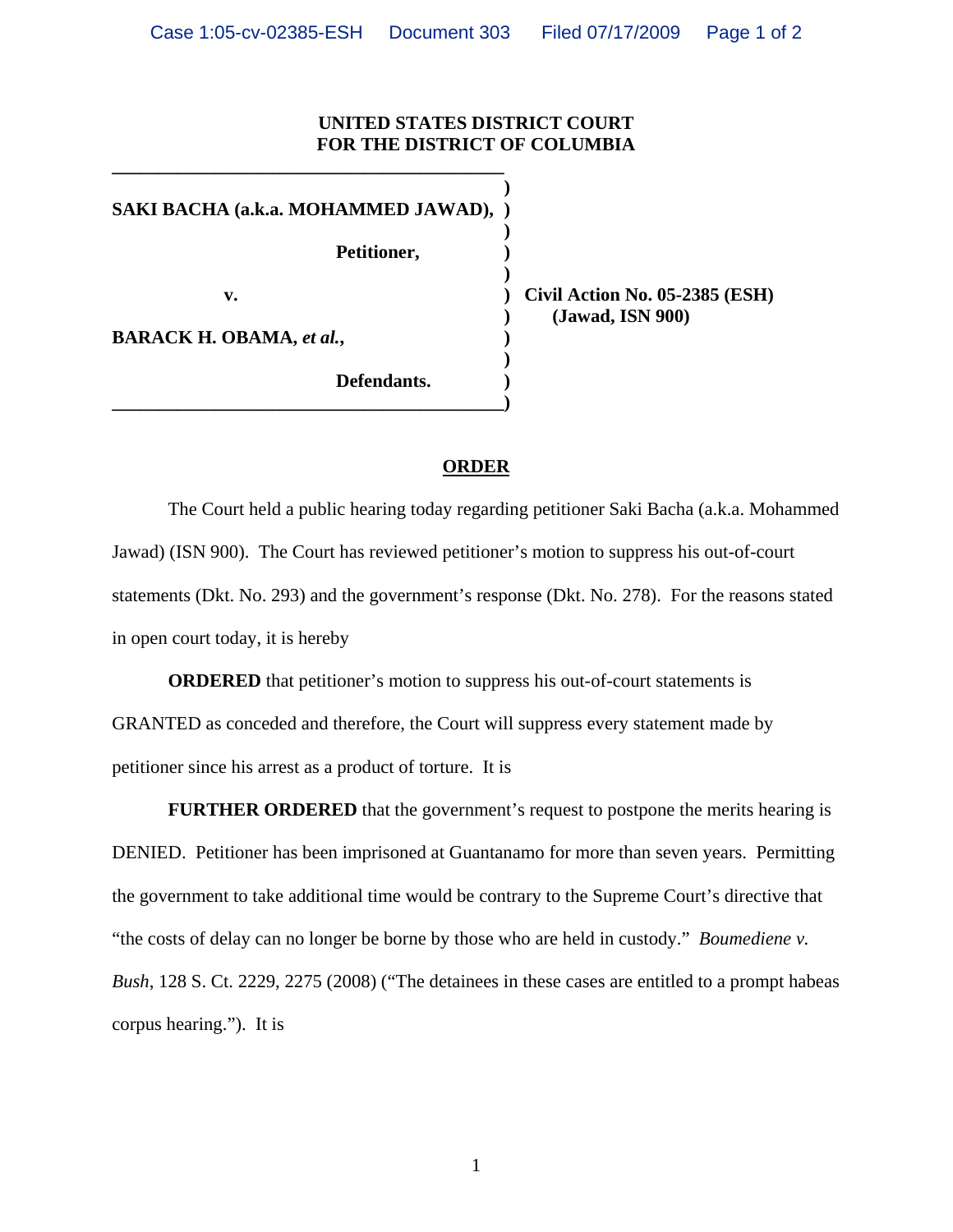**UNITED STATES DISTRICT COURT**
**FOR THE DISTRICT OF COLUMBIA**

| | | |
|---|---|---|
| **SAKI BACHA (a.k.a. MOHAMMED JAWAD),** | ) | |
| **Petitioner,** | ) | |
| **v.** | ) | **Civil Action No. 05-2385 (ESH)** |
| | ) | **(Jawad, ISN 900)** |
| **BARACK H. OBAMA, *et al.*,** | ) | |
| **Defendants.** | ) | |

**ORDER**

The Court held a public hearing today regarding petitioner Saki Bacha (a.k.a. Mohammed Jawad) (ISN 900). The Court has reviewed petitioner's motion to suppress his out-of-court statements (Dkt. No. 293) and the government's response (Dkt. No. 278). For the reasons stated in open court today, it is hereby

**ORDERED** that petitioner's motion to suppress his out-of-court statements is GRANTED as conceded and therefore, the Court will suppress every statement made by petitioner since his arrest as a product of torture. It is

**FURTHER ORDERED** that the government's request to postpone the merits hearing is DENIED. Petitioner has been imprisoned at Guantanamo for more than seven years. Permitting the government to take additional time would be contrary to the Supreme Court's directive that "the costs of delay can no longer be borne by those who are held in custody." *Boumediene v. Bush*, 128 S. Ct. 2229, 2275 (2008) ("The detainees in these cases are entitled to a prompt habeas corpus hearing."). It is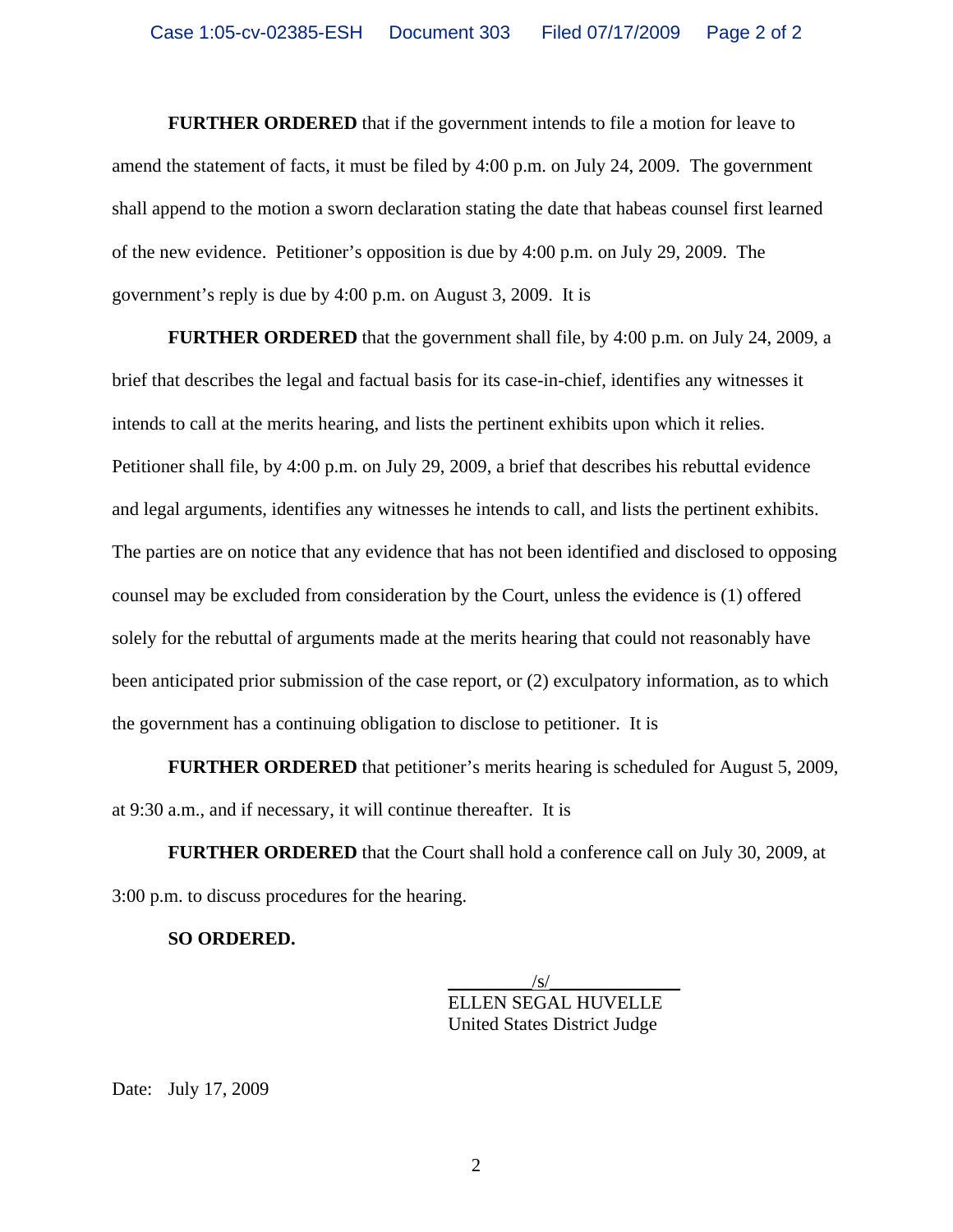**FURTHER ORDERED** that if the government intends to file a motion for leave to amend the statement of facts, it must be filed by 4:00 p.m. on July 24, 2009. The government shall append to the motion a sworn declaration stating the date that habeas counsel first learned of the new evidence. Petitioner's opposition is due by 4:00 p.m. on July 29, 2009. The government's reply is due by 4:00 p.m. on August 3, 2009. It is

**FURTHER ORDERED** that the government shall file, by 4:00 p.m. on July 24, 2009, a brief that describes the legal and factual basis for its case-in-chief, identifies any witnesses it intends to call at the merits hearing, and lists the pertinent exhibits upon which it relies. Petitioner shall file, by 4:00 p.m. on July 29, 2009, a brief that describes his rebuttal evidence and legal arguments, identifies any witnesses he intends to call, and lists the pertinent exhibits. The parties are on notice that any evidence that has not been identified and disclosed to opposing counsel may be excluded from consideration by the Court, unless the evidence is (1) offered solely for the rebuttal of arguments made at the merits hearing that could not reasonably have been anticipated prior submission of the case report, or (2) exculpatory information, as to which the government has a continuing obligation to disclose to petitioner. It is

**FURTHER ORDERED** that petitioner's merits hearing is scheduled for August 5, 2009, at 9:30 a.m., and if necessary, it will continue thereafter. It is

**FURTHER ORDERED** that the Court shall hold a conference call on July 30, 2009, at 3:00 p.m. to discuss procedures for the hearing.

**SO ORDERED.**

/s/

ELLEN SEGAL HUVELLE
United States District Judge

Date: July 17, 2009